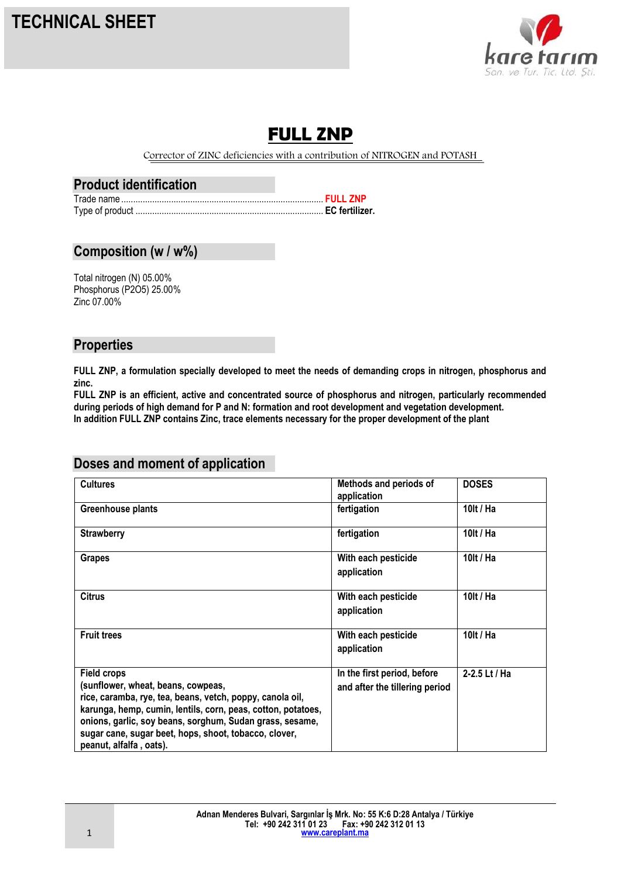# TECHNICAL SHEET

# FULL ZNP

Corrector of ZINC deficiencies with a contribution of NITROGEN and POTASH

## Product identification

Trade name .................................................................................... **FULL ZNP**
Type of product .............................................................................. **EC fertilizer.**

## Composition (w / w%)

Total nitrogen (N) 05.00%
Phosphorus ($P_2O_5$) 25.00%
Zinc 07.00%

## Properties

**FULL ZNP, a formulation specially developed to meet the needs of demanding crops in nitrogen, phosphorus and zinc.**
**FULL ZNP is an efficient, active and concentrated source of phosphorus and nitrogen, particularly recommended during periods of high demand for P and N: formation and root development and vegetation development.**
**In addition FULL ZNP contains Zinc, trace elements necessary for the proper development of the plant**

## Doses and moment of application

| Cultures | Methods and periods of application | DOSES |
|---|---|---|
| Greenhouse plants | fertigation | 10lt / Ha |
| Strawberry | fertigation | 10lt / Ha |
| Grapes | With each pesticide application | 10lt / Ha |
| Citrus | With each pesticide application | 10lt / Ha |
| Fruit trees | With each pesticide application | 10lt / Ha |
| Field crops (sunflower, wheat, beans, cowpeas, rice, caramba, rye, tea, beans, vetch, poppy, canola oil, karunga, hemp, cumin, lentils, corn, peas, cotton, potatoes, onions, garlic, soy beans, sorghum, Sudan grass, sesame, sugar cane, sugar beet, hops, shoot, tobacco, clover, peanut, alfalfa , oats). | In the first period, before and after the tillering period | 2-2.5 Lt / Ha |

Adnan Menderes Bulvari, Sargınlar İş Mrk. No: 55 K:6 D:28 Antalya / Türkiye
Tel: +90 242 311 01 23 Fax: +90 242 312 01 13
www.careplant.ma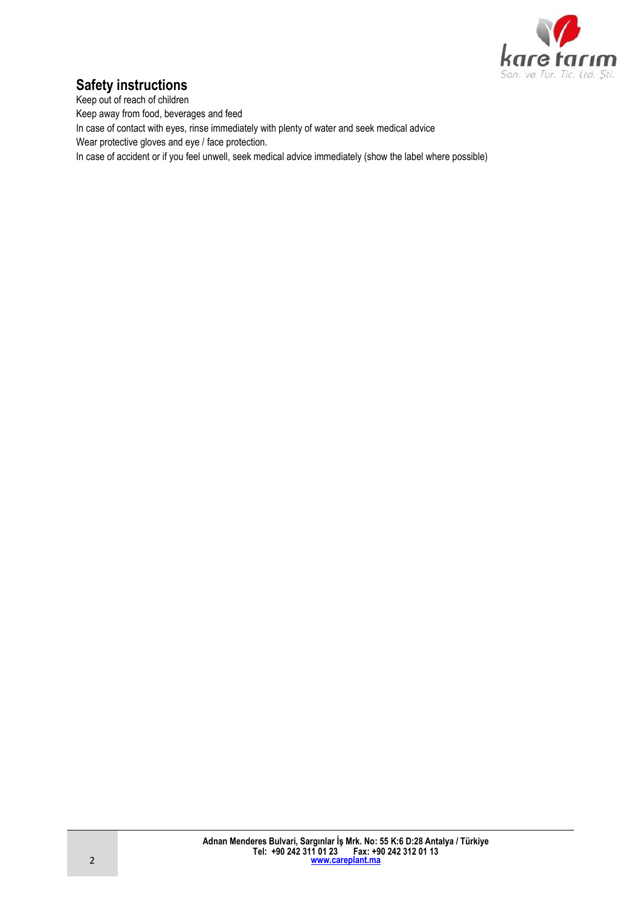## Safety instructions

Keep out of reach of children

Keep away from food, beverages and feed

In case of contact with eyes, rinse immediately with plenty of water and seek medical advice

Wear protective gloves and eye / face protection.

In case of accident or if you feel unwell, seek medical advice immediately (show the label where possible)